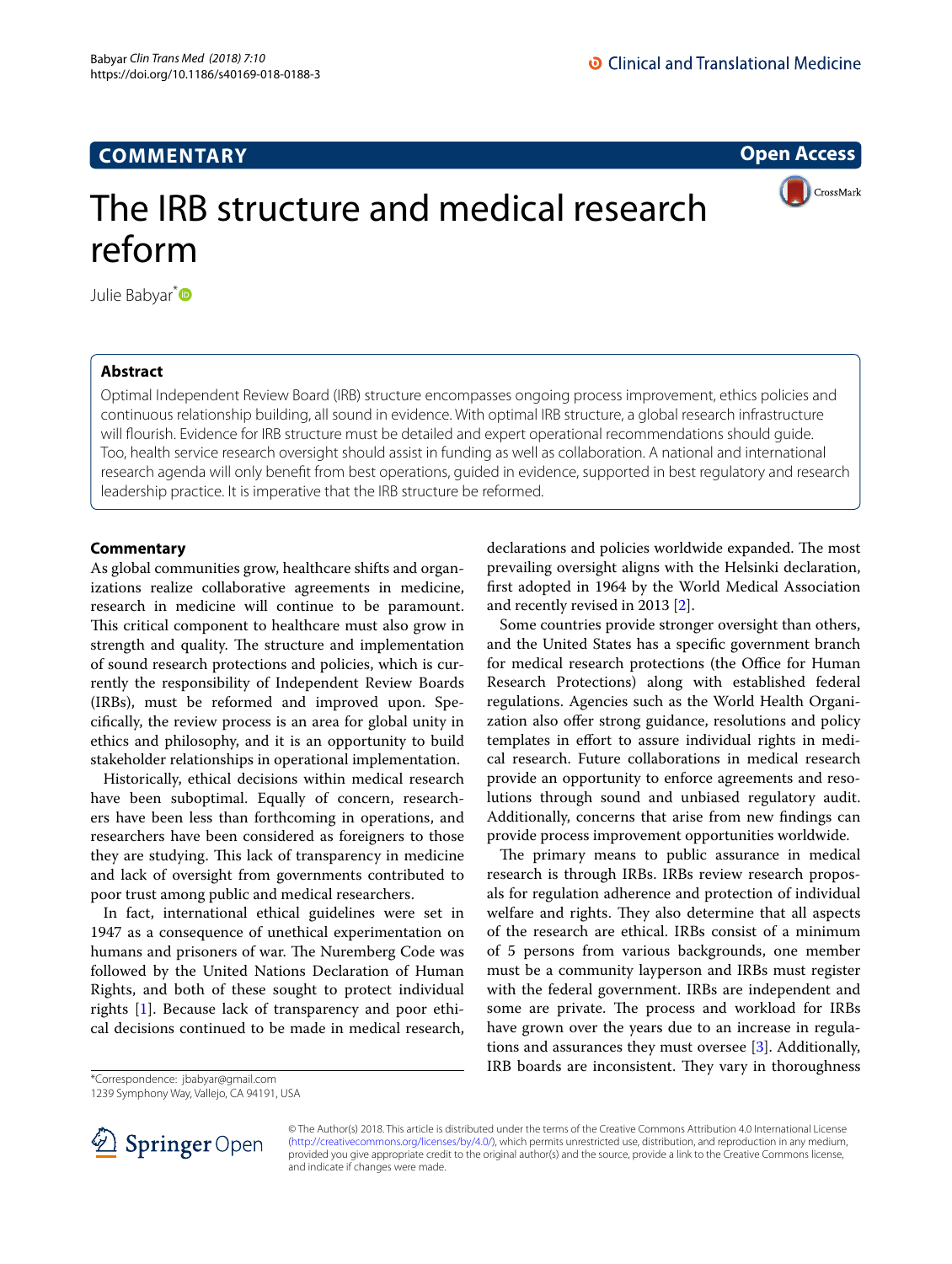COMMENTARY

Open Access

# The IRB structure and medical research reform

Julie Babyar*

## Abstract

Optimal Independent Review Board (IRB) structure encompasses ongoing process improvement, ethics policies and continuous relationship building, all sound in evidence. With optimal IRB structure, a global research infrastructure will flourish. Evidence for IRB structure must be detailed and expert operational recommendations should guide. Too, health service research oversight should assist in funding as well as collaboration. A national and international research agenda will only benefit from best operations, guided in evidence, supported in best regulatory and research leadership practice. It is imperative that the IRB structure be reformed.

## Commentary

As global communities grow, healthcare shifts and organizations realize collaborative agreements in medicine, research in medicine will continue to be paramount. This critical component to healthcare must also grow in strength and quality. The structure and implementation of sound research protections and policies, which is currently the responsibility of Independent Review Boards (IRBs), must be reformed and improved upon. Specifically, the review process is an area for global unity in ethics and philosophy, and it is an opportunity to build stakeholder relationships in operational implementation.

Historically, ethical decisions within medical research have been suboptimal. Equally of concern, researchers have been less than forthcoming in operations, and researchers have been considered as foreigners to those they are studying. This lack of transparency in medicine and lack of oversight from governments contributed to poor trust among public and medical researchers.

In fact, international ethical guidelines were set in 1947 as a consequence of unethical experimentation on humans and prisoners of war. The Nuremberg Code was followed by the United Nations Declaration of Human Rights, and both of these sought to protect individual rights [1]. Because lack of transparency and poor ethical decisions continued to be made in medical research, declarations and policies worldwide expanded. The most prevailing oversight aligns with the Helsinki declaration, first adopted in 1964 by the World Medical Association and recently revised in 2013 [2].

Some countries provide stronger oversight than others, and the United States has a specific government branch for medical research protections (the Office for Human Research Protections) along with established federal regulations. Agencies such as the World Health Organization also offer strong guidance, resolutions and policy templates in effort to assure individual rights in medical research. Future collaborations in medical research provide an opportunity to enforce agreements and resolutions through sound and unbiased regulatory audit. Additionally, concerns that arise from new findings can provide process improvement opportunities worldwide.

The primary means to public assurance in medical research is through IRBs. IRBs review research proposals for regulation adherence and protection of individual welfare and rights. They also determine that all aspects of the research are ethical. IRBs consist of a minimum of 5 persons from various backgrounds, one member must be a community layperson and IRBs must register with the federal government. IRBs are independent and some are private. The process and workload for IRBs have grown over the years due to an increase in regulations and assurances they must oversee [3]. Additionally, IRB boards are inconsistent. They vary in thoroughness

*Correspondence: jbabyar@gmail.com
1239 Symphony Way, Vallejo, CA 94191, USA

© The Author(s) 2018. This article is distributed under the terms of the Creative Commons Attribution 4.0 International License (http://creativecommons.org/licenses/by/4.0/), which permits unrestricted use, distribution, and reproduction in any medium, provided you give appropriate credit to the original author(s) and the source, provide a link to the Creative Commons license, and indicate if changes were made.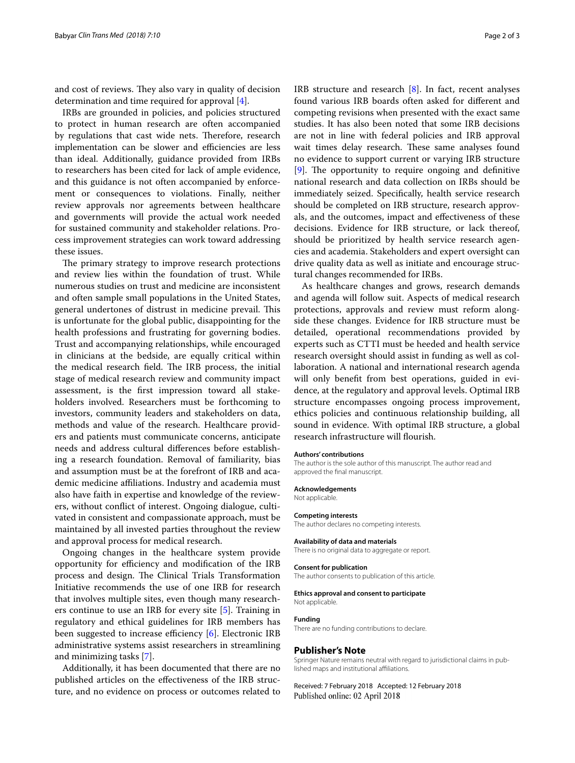and cost of reviews. They also vary in quality of decision determination and time required for approval [4].

IRBs are grounded in policies, and policies structured to protect in human research are often accompanied by regulations that cast wide nets. Therefore, research implementation can be slower and efficiencies are less than ideal. Additionally, guidance provided from IRBs to researchers has been cited for lack of ample evidence, and this guidance is not often accompanied by enforcement or consequences to violations. Finally, neither review approvals nor agreements between healthcare and governments will provide the actual work needed for sustained community and stakeholder relations. Process improvement strategies can work toward addressing these issues.

The primary strategy to improve research protections and review lies within the foundation of trust. While numerous studies on trust and medicine are inconsistent and often sample small populations in the United States, general undertones of distrust in medicine prevail. This is unfortunate for the global public, disappointing for the health professions and frustrating for governing bodies. Trust and accompanying relationships, while encouraged in clinicians at the bedside, are equally critical within the medical research field. The IRB process, the initial stage of medical research review and community impact assessment, is the first impression toward all stakeholders involved. Researchers must be forthcoming to investors, community leaders and stakeholders on data, methods and value of the research. Healthcare providers and patients must communicate concerns, anticipate needs and address cultural differences before establishing a research foundation. Removal of familiarity, bias and assumption must be at the forefront of IRB and academic medicine affiliations. Industry and academia must also have faith in expertise and knowledge of the reviewers, without conflict of interest. Ongoing dialogue, cultivated in consistent and compassionate approach, must be maintained by all invested parties throughout the review and approval process for medical research.

Ongoing changes in the healthcare system provide opportunity for efficiency and modification of the IRB process and design. The Clinical Trials Transformation Initiative recommends the use of one IRB for research that involves multiple sites, even though many researchers continue to use an IRB for every site [5]. Training in regulatory and ethical guidelines for IRB members has been suggested to increase efficiency [6]. Electronic IRB administrative systems assist researchers in streamlining and minimizing tasks [7].

Additionally, it has been documented that there are no published articles on the effectiveness of the IRB structure, and no evidence on process or outcomes related to IRB structure and research [8]. In fact, recent analyses found various IRB boards often asked for different and competing revisions when presented with the exact same studies. It has also been noted that some IRB decisions are not in line with federal policies and IRB approval wait times delay research. These same analyses found no evidence to support current or varying IRB structure [9]. The opportunity to require ongoing and definitive national research and data collection on IRBs should be immediately seized. Specifically, health service research should be completed on IRB structure, research approvals, and the outcomes, impact and effectiveness of these decisions. Evidence for IRB structure, or lack thereof, should be prioritized by health service research agencies and academia. Stakeholders and expert oversight can drive quality data as well as initiate and encourage structural changes recommended for IRBs.

As healthcare changes and grows, research demands and agenda will follow suit. Aspects of medical research protections, approvals and review must reform alongside these changes. Evidence for IRB structure must be detailed, operational recommendations provided by experts such as CTTI must be heeded and health service research oversight should assist in funding as well as collaboration. A national and international research agenda will only benefit from best operations, guided in evidence, at the regulatory and approval levels. Optimal IRB structure encompasses ongoing process improvement, ethics policies and continuous relationship building, all sound in evidence. With optimal IRB structure, a global research infrastructure will flourish.

#### Authors' contributions
The author is the sole author of this manuscript. The author read and approved the final manuscript.

#### Acknowledgements
Not applicable.

#### Competing interests
The author declares no competing interests.

#### Availability of data and materials
There is no original data to aggregate or report.

#### Consent for publication
The author consents to publication of this article.

#### Ethics approval and consent to participate
Not applicable.

#### Funding
There are no funding contributions to declare.

### Publisher's Note
Springer Nature remains neutral with regard to jurisdictional claims in published maps and institutional affiliations.

Received: 7 February 2018 Accepted: 12 February 2018
Published online: 02 April 2018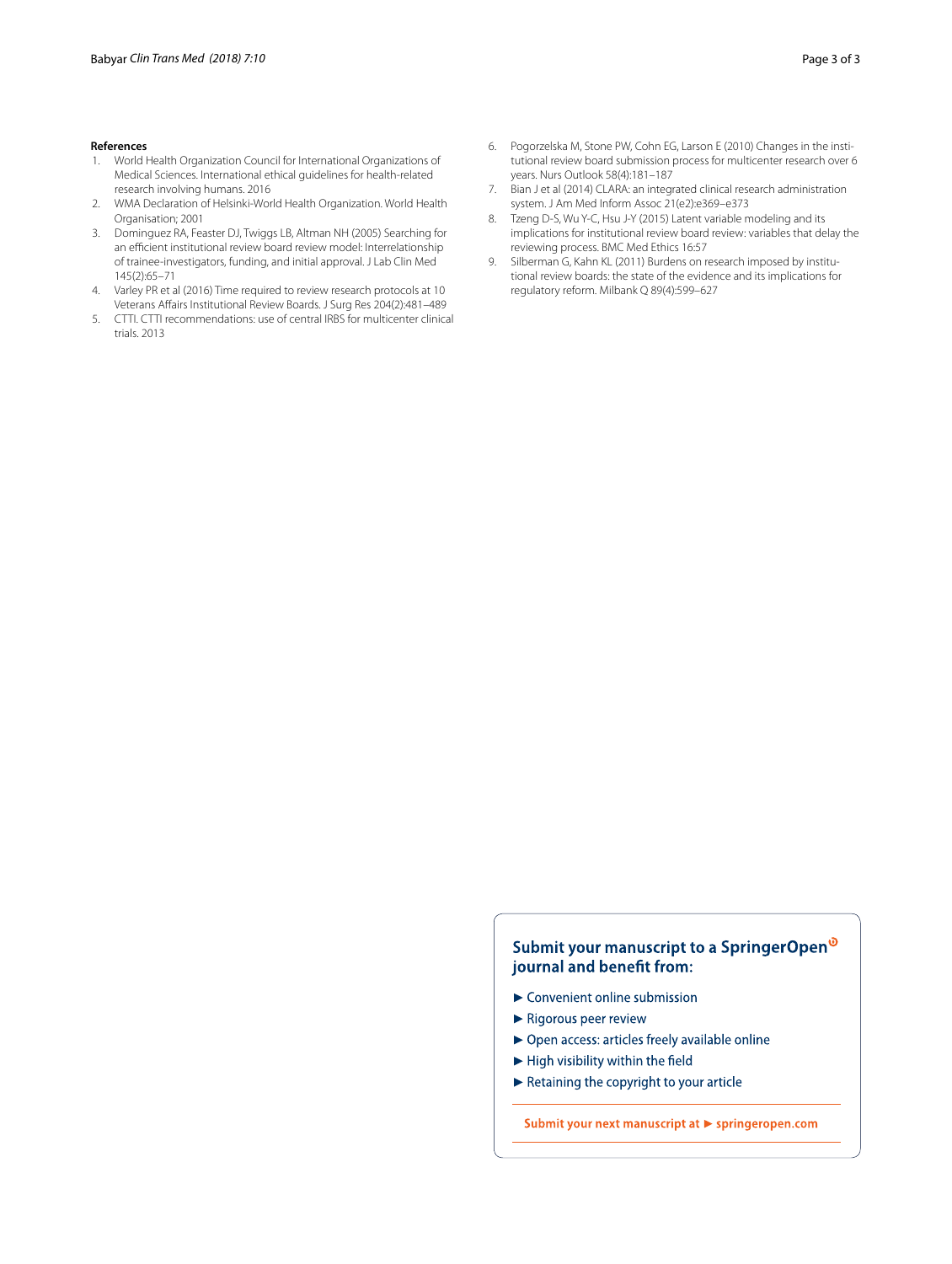**References**

1. World Health Organization Council for International Organizations of Medical Sciences. International ethical guidelines for health-related research involving humans. 2016
2. WMA Declaration of Helsinki-World Health Organization. World Health Organisation; 2001
3. Dominguez RA, Feaster DJ, Twiggs LB, Altman NH (2005) Searching for an efficient institutional review board review model: Interrelationship of trainee-investigators, funding, and initial approval. J Lab Clin Med 145(2):65–71
4. Varley PR et al (2016) Time required to review research protocols at 10 Veterans Affairs Institutional Review Boards. J Surg Res 204(2):481–489
5. CTTI. CTTI recommendations: use of central IRBS for multicenter clinical trials. 2013
6. Pogorzelska M, Stone PW, Cohn EG, Larson E (2010) Changes in the institutional review board submission process for multicenter research over 6 years. Nurs Outlook 58(4):181–187
7. Bian J et al (2014) CLARA: an integrated clinical research administration system. J Am Med Inform Assoc 21(e2):e369–e373
8. Tzeng D-S, Wu Y-C, Hsu J-Y (2015) Latent variable modeling and its implications for institutional review board review: variables that delay the reviewing process. BMC Med Ethics 16:57
9. Silberman G, Kahn KL (2011) Burdens on research imposed by institutional review boards: the state of the evidence and its implications for regulatory reform. Milbank Q 89(4):599–627

**Submit your manuscript to a SpringerOpen journal and benefit from:**

- Convenient online submission
- Rigorous peer review
- Open access: articles freely available online
- High visibility within the field
- Retaining the copyright to your article

Submit your next manuscript at ► springeropen.com